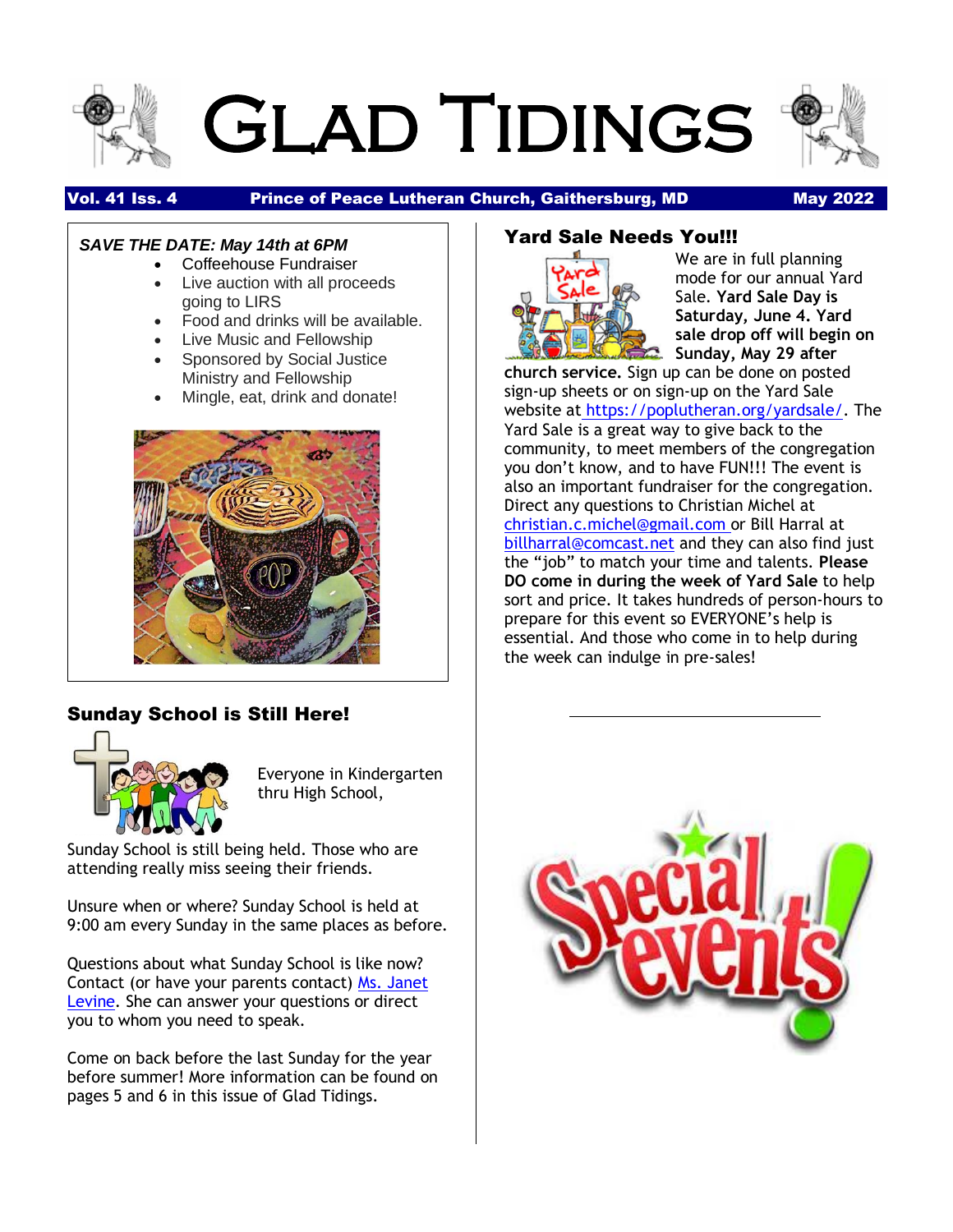# Glad Tidings

**Vol. 41 Iss. 4** **Prince of Peace Lutheran Church, Gaithersburg, MD** **May 2022**

***SAVE THE DATE: May 14th at 6PM***

- Coffeehouse Fundraiser
- Live auction with all proceeds going to LIRS
- Food and drinks will be available.
- Live Music and Fellowship
- Sponsored by Social Justice Ministry and Fellowship
- Mingle, eat, drink and donate!

## Sunday School is Still Here!

Everyone in Kindergarten thru High School,

Sunday School is still being held. Those who are attending really miss seeing their friends.

Unsure when or where? Sunday School is held at 9:00 am every Sunday in the same places as before.

Questions about what Sunday School is like now? Contact (or have your parents contact) Ms. Janet Levine. She can answer your questions or direct you to whom you need to speak.

Come on back before the last Sunday for the year before summer! More information can be found on pages 5 and 6 in this issue of Glad Tidings.

## Yard Sale Needs You!!!

We are in full planning mode for our annual Yard Sale. **Yard Sale Day is Saturday, June 4. Yard sale drop off will begin on Sunday, May 29 after church service.** Sign up can be done on posted sign-up sheets or on sign-up on the Yard Sale website at https://poplutheran.org/yardsale/. The Yard Sale is a great way to give back to the community, to meet members of the congregation you don't know, and to have FUN!!! The event is also an important fundraiser for the congregation. Direct any questions to Christian Michel at christian.c.michel@gmail.com or Bill Harral at billharral@comcast.net and they can also find just the "job" to match your time and talents. **Please DO come in during the week of Yard Sale** to help sort and price. It takes hundreds of person-hours to prepare for this event so EVERYONE's help is essential. And those who come in to help during the week can indulge in pre-sales!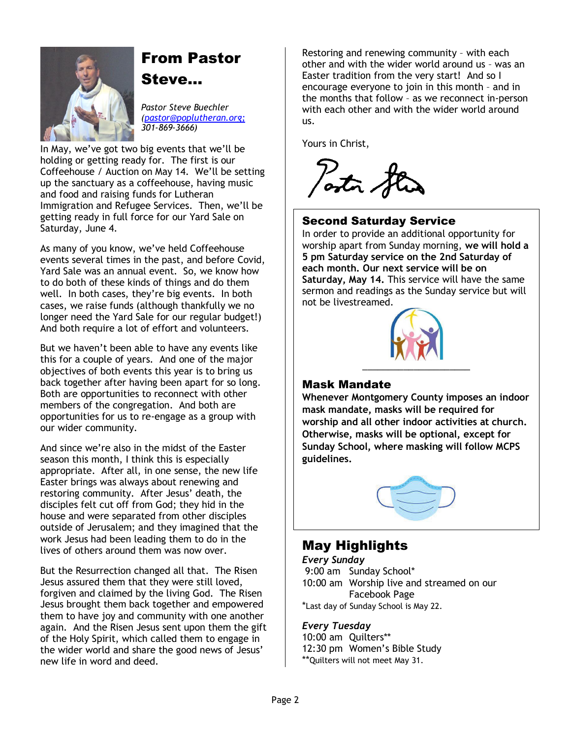## From Pastor Steve...

*Pastor Steve Buechler (pastor@poplutheran.org; 301-869-3666)*

In May, we've got two big events that we'll be holding or getting ready for. The first is our Coffeehouse / Auction on May 14. We'll be setting up the sanctuary as a coffeehouse, having music and food and raising funds for Lutheran Immigration and Refugee Services. Then, we'll be getting ready in full force for our Yard Sale on Saturday, June 4.

As many of you know, we've held Coffeehouse events several times in the past, and before Covid, Yard Sale was an annual event. So, we know how to do both of these kinds of things and do them well. In both cases, they're big events. In both cases, we raise funds (although thankfully we no longer need the Yard Sale for our regular budget!) And both require a lot of effort and volunteers.

But we haven't been able to have any events like this for a couple of years. And one of the major objectives of both events this year is to bring us back together after having been apart for so long. Both are opportunities to reconnect with other members of the congregation. And both are opportunities for us to re-engage as a group with our wider community.

And since we're also in the midst of the Easter season this month, I think this is especially appropriate. After all, in one sense, the new life Easter brings was always about renewing and restoring community. After Jesus' death, the disciples felt cut off from God; they hid in the house and were separated from other disciples outside of Jerusalem; and they imagined that the work Jesus had been leading them to do in the lives of others around them was now over.

But the Resurrection changed all that. The Risen Jesus assured them that they were still loved, forgiven and claimed by the living God. The Risen Jesus brought them back together and empowered them to have joy and community with one another again. And the Risen Jesus sent upon them the gift of the Holy Spirit, which called them to engage in the wider world and share the good news of Jesus' new life in word and deed.

Restoring and renewing community – with each other and with the wider world around us – was an Easter tradition from the very start! And so I encourage everyone to join in this month – and in the months that follow – as we reconnect in-person with each other and with the wider world around us.

Yours in Christ,

Pastor Steve

### Second Saturday Service

In order to provide an additional opportunity for worship apart from Sunday morning, **we will hold a 5 pm Saturday service on the 2nd Saturday of each month. Our next service will be on Saturday, May 14.** This service will have the same sermon and readings as the Sunday service but will not be livestreamed.

### Mask Mandate

**Whenever Montgomery County imposes an indoor mask mandate, masks will be required for worship and all other indoor activities at church. Otherwise, masks will be optional, except for Sunday School, where masking will follow MCPS guidelines.**

## May Highlights

*Every Sunday*

9:00 am Sunday School*
10:00 am Worship live and streamed on our Facebook Page

*Last day of Sunday School is May 22.

*Every Tuesday*

10:00 am Quilters**
12:30 pm Women's Bible Study

**Quilters will not meet May 31.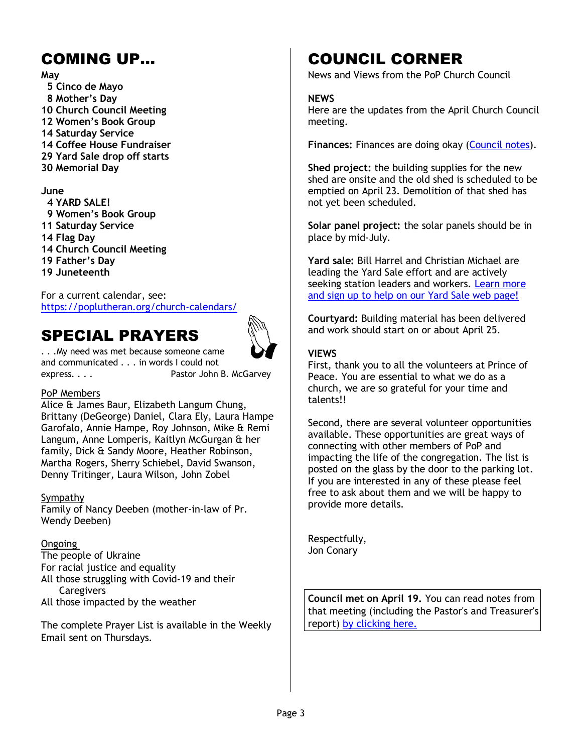## COMING UP…

**May**

**5 Cinco de Mayo**
**8 Mother's Day**
**10 Church Council Meeting**
**12 Women's Book Group**
**14 Saturday Service**
**14 Coffee House Fundraiser**
**29 Yard Sale drop off starts**
**30 Memorial Day**

**June**

**4 YARD SALE!**
**9 Women's Book Group**
**11 Saturday Service**
**14 Flag Day**
**14 Church Council Meeting**
**19 Father's Day**
**19 Juneteenth**

For a current calendar, see: https://poplutheran.org/church-calendars/

## SPECIAL PRAYERS

. . .My need was met because someone came and communicated . . . in words I could not express. . . . Pastor John B. McGarvey

PoP Members
Alice & James Baur, Elizabeth Langum Chung, Brittany (DeGeorge) Daniel, Clara Ely, Laura Hampe Garofalo, Annie Hampe, Roy Johnson, Mike & Remi Langum, Anne Lomperis, Kaitlyn McGurgan & her family, Dick & Sandy Moore, Heather Robinson, Martha Rogers, Sherry Schiebel, David Swanson, Denny Tritinger, Laura Wilson, John Zobel

Sympathy
Family of Nancy Deeben (mother-in-law of Pr. Wendy Deeben)

Ongoing
The people of Ukraine
For racial justice and equality
All those struggling with Covid-19 and their Caregivers
All those impacted by the weather

The complete Prayer List is available in the Weekly Email sent on Thursdays.

## COUNCIL CORNER

News and Views from the PoP Church Council

**NEWS**
Here are the updates from the April Church Council meeting.

**Finances:** Finances are doing okay (Council notes).

**Shed project:** the building supplies for the new shed are onsite and the old shed is scheduled to be emptied on April 23. Demolition of that shed has not yet been scheduled.

**Solar panel project:** the solar panels should be in place by mid-July.

**Yard sale:** Bill Harrel and Christian Michael are leading the Yard Sale effort and are actively seeking station leaders and workers. Learn more and sign up to help on our Yard Sale web page!

**Courtyard:** Building material has been delivered and work should start on or about April 25.

**VIEWS**
First, thank you to all the volunteers at Prince of Peace. You are essential to what we do as a church, we are so grateful for your time and talents!!

Second, there are several volunteer opportunities available. These opportunities are great ways of connecting with other members of PoP and impacting the life of the congregation. The list is posted on the glass by the door to the parking lot. If you are interested in any of these please feel free to ask about them and we will be happy to provide more details.

Respectfully,
Jon Conary

**Council met on April 19.** You can read notes from that meeting (including the Pastor's and Treasurer's report) by clicking here.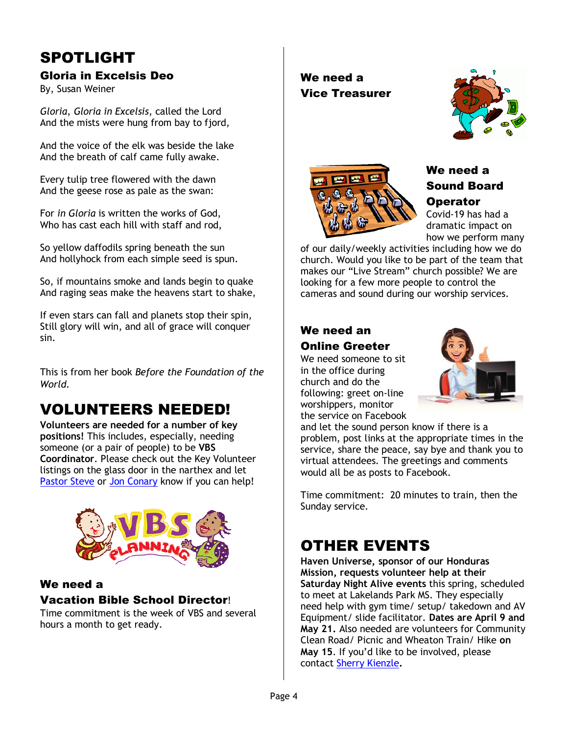# SPOTLIGHT

## Gloria in Excelsis Deo

By, Susan Weiner

*Gloria, Gloria in Excelsis,* called the Lord
And the mists were hung from bay to fjord,

And the voice of the elk was beside the lake
And the breath of calf came fully awake.

Every tulip tree flowered with the dawn
And the geese rose as pale as the swan:

For *in Gloria* is written the works of God,
Who has cast each hill with staff and rod,

So yellow daffodils spring beneath the sun
And hollyhock from each simple seed is spun.

So, if mountains smoke and lands begin to quake
And raging seas make the heavens start to shake,

If even stars can fall and planets stop their spin,
Still glory will win, and all of grace will conquer sin.

This is from her book *Before the Foundation of the World.*

# VOLUNTEERS NEEDED!

**Volunteers are needed for a number of key positions!** This includes, especially, needing someone (or a pair of people) to be **VBS Coordinator**. Please check out the Key Volunteer listings on the glass door in the narthex and let Pastor Steve or Jon Conary know if you can help!

## We need a Vacation Bible School Director!

Time commitment is the week of VBS and several hours a month to get ready.

## We need a Vice Treasurer

## We need a Sound Board Operator

Covid-19 has had a dramatic impact on how we perform many of our daily/weekly activities including how we do church. Would you like to be part of the team that makes our "Live Stream" church possible? We are looking for a few more people to control the cameras and sound during our worship services.

## We need an Online Greeter

We need someone to sit in the office during church and do the following: greet on-line worshippers, monitor the service on Facebook and let the sound person know if there is a problem, post links at the appropriate times in the service, share the peace, say bye and thank you to virtual attendees. The greetings and comments would all be as posts to Facebook.

Time commitment: 20 minutes to train, then the Sunday service.

# OTHER EVENTS

**Haven Universe, sponsor of our Honduras Mission, requests volunteer help at their Saturday Night Alive events** this spring, scheduled to meet at Lakelands Park MS. They especially need help with gym time/ setup/ takedown and AV Equipment/ slide facilitator. **Dates are April 9 and May 21.** Also needed are volunteers for Community Clean Road/ Picnic and Wheaton Train/ Hike **on May 15**. If you'd like to be involved, please contact Sherry Kienzle**.**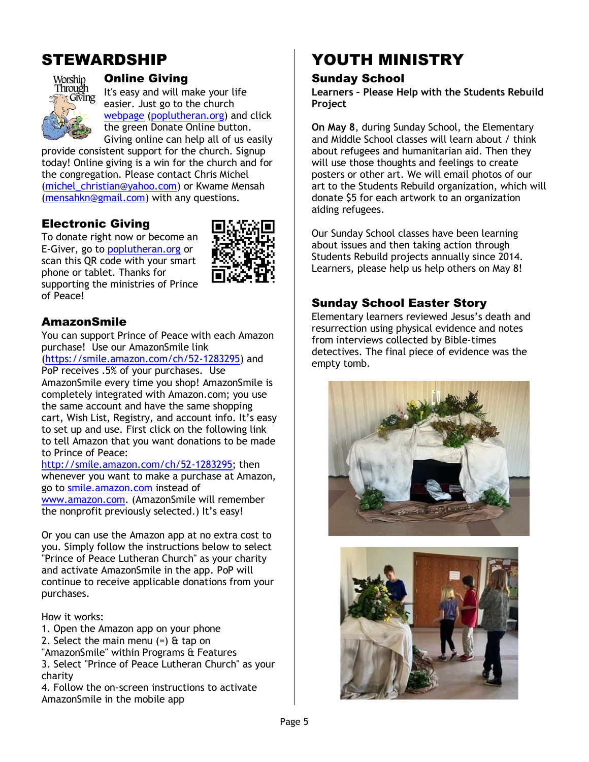# STEWARDSHIP

## Online Giving

It's easy and will make your life easier. Just go to the church webpage (poplutheran.org) and click the green Donate Online button. Giving online can help all of us easily provide consistent support for the church. Signup today! Online giving is a win for the church and for the congregation. Please contact Chris Michel (michel_christian@yahoo.com) or Kwame Mensah (mensahkn@gmail.com) with any questions.

## Electronic Giving

To donate right now or become an E-Giver, go to poplutheran.org or scan this QR code with your smart phone or tablet. Thanks for supporting the ministries of Prince of Peace!

## AmazonSmile

You can support Prince of Peace with each Amazon purchase! Use our AmazonSmile link (https://smile.amazon.com/ch/52-1283295) and PoP receives .5% of your purchases. Use AmazonSmile every time you shop! AmazonSmile is completely integrated with Amazon.com; you use the same account and have the same shopping cart, Wish List, Registry, and account info. It's easy to set up and use. First click on the following link to tell Amazon that you want donations to be made to Prince of Peace: http://smile.amazon.com/ch/52-1283295; then whenever you want to make a purchase at Amazon, go to smile.amazon.com instead of www.amazon.com. (AmazonSmile will remember the nonprofit previously selected.) It's easy!

Or you can use the Amazon app at no extra cost to you. Simply follow the instructions below to select "Prince of Peace Lutheran Church" as your charity and activate AmazonSmile in the app. PoP will continue to receive applicable donations from your purchases.

How it works:

1. Open the Amazon app on your phone
2. Select the main menu (=) & tap on "AmazonSmile" within Programs & Features
3. Select "Prince of Peace Lutheran Church" as your charity
4. Follow the on-screen instructions to activate AmazonSmile in the mobile app

# YOUTH MINISTRY

## Sunday School

**Learners – Please Help with the Students Rebuild Project**

**On May 8**, during Sunday School, the Elementary and Middle School classes will learn about / think about refugees and humanitarian aid. Then they will use those thoughts and feelings to create posters or other art. We will email photos of our art to the Students Rebuild organization, which will donate $5 for each artwork to an organization aiding refugees.

Our Sunday School classes have been learning about issues and then taking action through Students Rebuild projects annually since 2014. Learners, please help us help others on May 8!

## Sunday School Easter Story

Elementary learners reviewed Jesus's death and resurrection using physical evidence and notes from interviews collected by Bible-times detectives. The final piece of evidence was the empty tomb.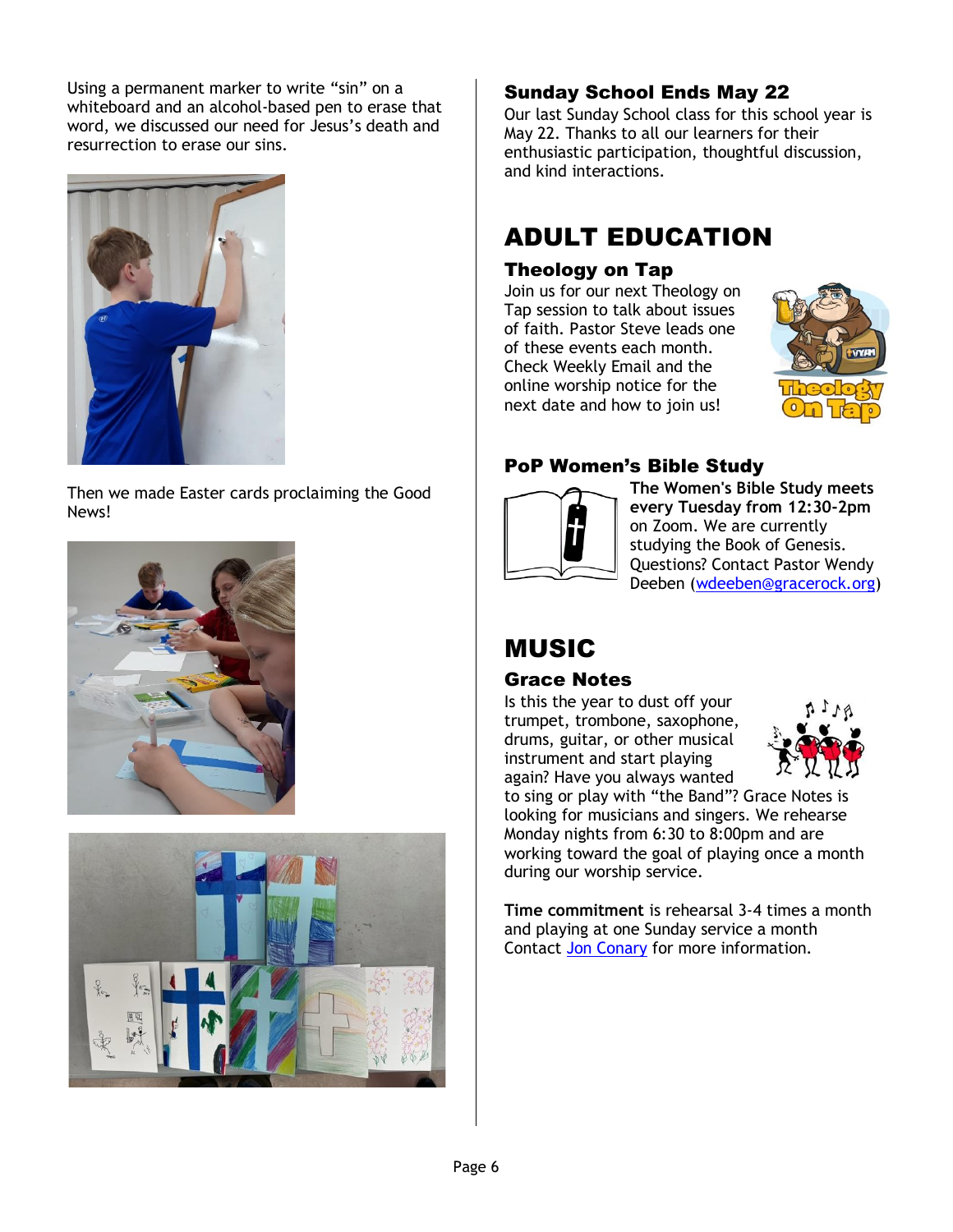Using a permanent marker to write "sin" on a whiteboard and an alcohol-based pen to erase that word, we discussed our need for Jesus's death and resurrection to erase our sins.

Then we made Easter cards proclaiming the Good News!

### Sunday School Ends May 22

Our last Sunday School class for this school year is May 22. Thanks to all our learners for their enthusiastic participation, thoughtful discussion, and kind interactions.

# ADULT EDUCATION

### Theology on Tap

Join us for our next Theology on Tap session to talk about issues of faith. Pastor Steve leads one of these events each month. Check Weekly Email and the online worship notice for the next date and how to join us!

### PoP Women's Bible Study

**The Women's Bible Study meets every Tuesday from 12:30-2pm** on Zoom. We are currently studying the Book of Genesis. Questions? Contact Pastor Wendy Deeben (wdeeben@gracerock.org)

# MUSIC

### Grace Notes

Is this the year to dust off your trumpet, trombone, saxophone, drums, guitar, or other musical instrument and start playing again? Have you always wanted to sing or play with "the Band"? Grace Notes is looking for musicians and singers. We rehearse Monday nights from 6:30 to 8:00pm and are working toward the goal of playing once a month during our worship service.

**Time commitment** is rehearsal 3-4 times a month and playing at one Sunday service a month Contact Jon Conary for more information.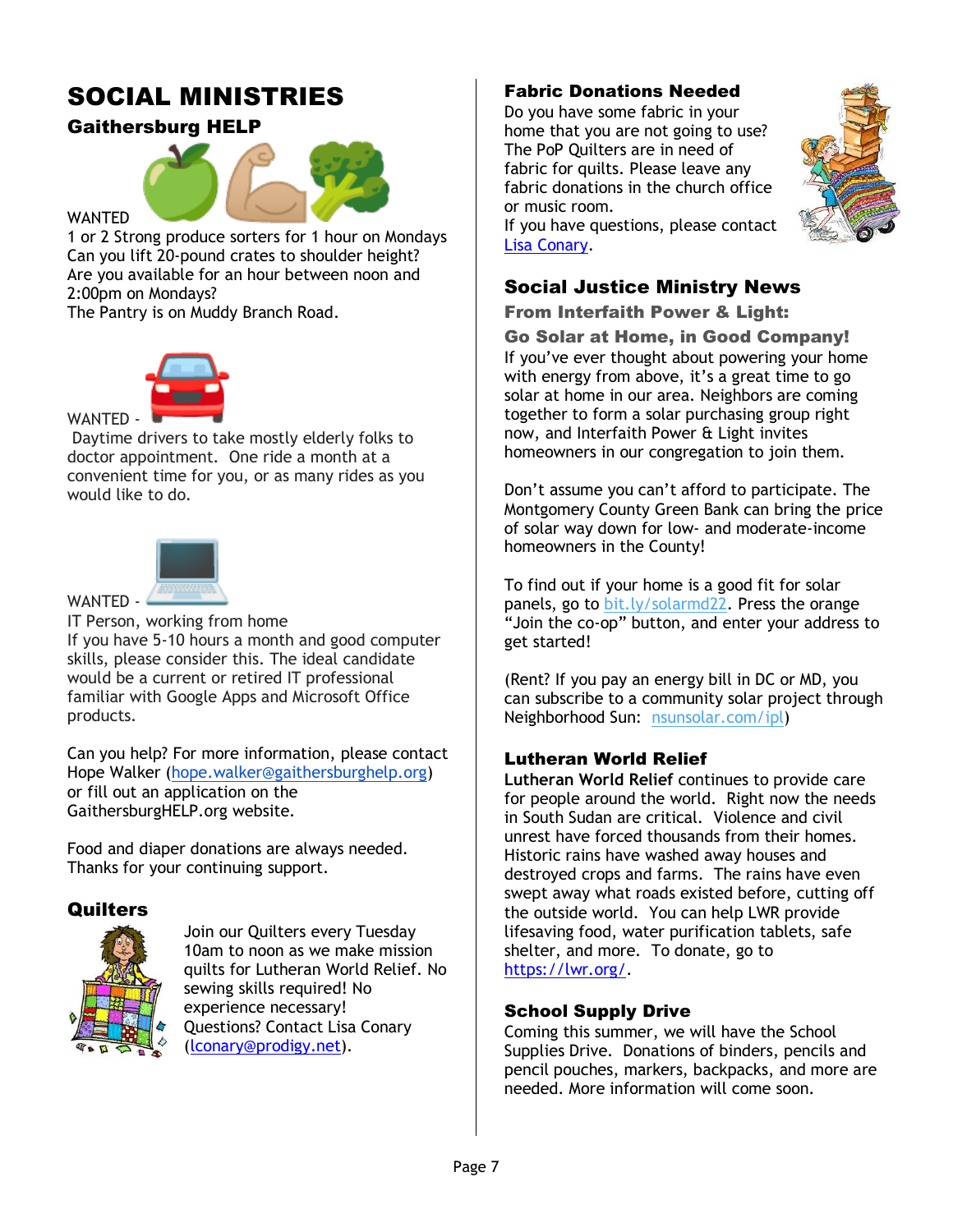# SOCIAL MINISTRIES

## Gaithersburg HELP

WANTED

1 or 2 Strong produce sorters for 1 hour on Mondays
Can you lift 20-pound crates to shoulder height?
Are you available for an hour between noon and 2:00pm on Mondays?
The Pantry is on Muddy Branch Road.

WANTED -

Daytime drivers to take mostly elderly folks to doctor appointment. One ride a month at a convenient time for you, or as many rides as you would like to do.

WANTED -

IT Person, working from home
If you have 5-10 hours a month and good computer skills, please consider this. The ideal candidate would be a current or retired IT professional familiar with Google Apps and Microsoft Office products.

Can you help? For more information, please contact Hope Walker (hope.walker@gaithersburghelp.org) or fill out an application on the GaithersburgHELP.org website.

Food and diaper donations are always needed.
Thanks for your continuing support.

## Quilters

Join our Quilters every Tuesday 10am to noon as we make mission quilts for Lutheran World Relief. No sewing skills required! No experience necessary!
Questions? Contact Lisa Conary (lconary@prodigy.net).

## Fabric Donations Needed

Do you have some fabric in your home that you are not going to use? The PoP Quilters are in need of fabric for quilts. Please leave any fabric donations in the church office or music room.
If you have questions, please contact Lisa Conary.

## Social Justice Ministry News

### From Interfaith Power & Light:

### Go Solar at Home, in Good Company!

If you've ever thought about powering your home with energy from above, it's a great time to go solar at home in our area. Neighbors are coming together to form a solar purchasing group right now, and Interfaith Power & Light invites homeowners in our congregation to join them.

Don't assume you can't afford to participate. The Montgomery County Green Bank can bring the price of solar way down for low- and moderate-income homeowners in the County!

To find out if your home is a good fit for solar panels, go to bit.ly/solarmd22. Press the orange "Join the co-op" button, and enter your address to get started!

(Rent? If you pay an energy bill in DC or MD, you can subscribe to a community solar project through Neighborhood Sun: nsunsolar.com/ipl)

## Lutheran World Relief

**Lutheran World Relief** continues to provide care for people around the world. Right now the needs in South Sudan are critical. Violence and civil unrest have forced thousands from their homes. Historic rains have washed away houses and destroyed crops and farms. The rains have even swept away what roads existed before, cutting off the outside world. You can help LWR provide lifesaving food, water purification tablets, safe shelter, and more. To donate, go to https://lwr.org/.

## School Supply Drive

Coming this summer, we will have the School Supplies Drive. Donations of binders, pencils and pencil pouches, markers, backpacks, and more are needed. More information will come soon.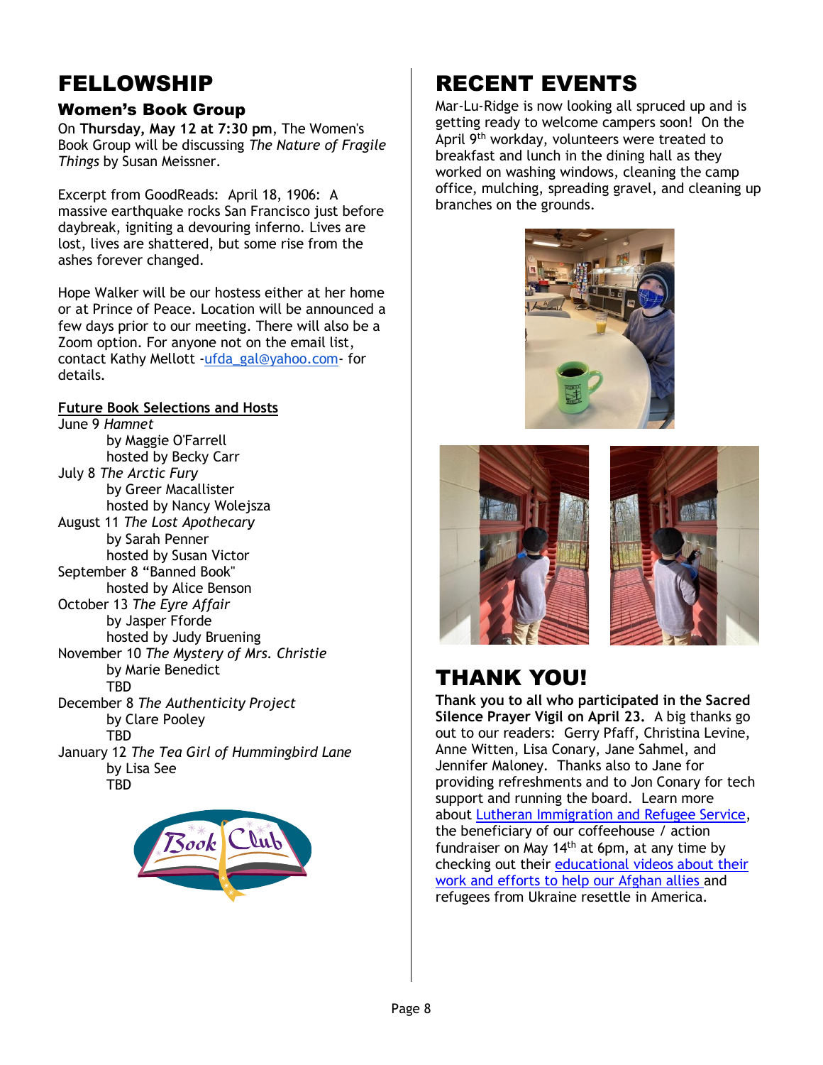# FELLOWSHIP

## Women's Book Group

On **Thursday, May 12 at 7:30 pm**, The Women's Book Group will be discussing *The Nature of Fragile Things* by Susan Meissner.

Excerpt from GoodReads: April 18, 1906: A massive earthquake rocks San Francisco just before daybreak, igniting a devouring inferno. Lives are lost, lives are shattered, but some rise from the ashes forever changed.

Hope Walker will be our hostess either at her home or at Prince of Peace. Location will be announced a few days prior to our meeting. There will also be a Zoom option. For anyone not on the email list, contact Kathy Mellott -ufda_gal@yahoo.com- for details.

**Future Book Selections and Hosts**

June 9 *Hamnet*
by Maggie O'Farrell
hosted by Becky Carr

July 8 *The Arctic Fury*
by Greer Macallister
hosted by Nancy Wolejsza

August 11 *The Lost Apothecary*
by Sarah Penner
hosted by Susan Victor

September 8 "Banned Book"
hosted by Alice Benson

October 13 *The Eyre Affair*
by Jasper Fforde
hosted by Judy Bruening

November 10 *The Mystery of Mrs. Christie*
by Marie Benedict
TBD

December 8 *The Authenticity Project*
by Clare Pooley
TBD

January 12 *The Tea Girl of Hummingbird Lane*
by Lisa See
TBD

# RECENT EVENTS

Mar-Lu-Ridge is now looking all spruced up and is getting ready to welcome campers soon! On the April 9th workday, volunteers were treated to breakfast and lunch in the dining hall as they worked on washing windows, cleaning the camp office, mulching, spreading gravel, and cleaning up branches on the grounds.

# THANK YOU!

**Thank you to all who participated in the Sacred Silence Prayer Vigil on April 23.** A big thanks go out to our readers: Gerry Pfaff, Christina Levine, Anne Witten, Lisa Conary, Jane Sahmel, and Jennifer Maloney. Thanks also to Jane for providing refreshments and to Jon Conary for tech support and running the board. Learn more about Lutheran Immigration and Refugee Service, the beneficiary of our coffeehouse / action fundraiser on May 14th at 6pm, at any time by checking out their educational videos about their work and efforts to help our Afghan allies and refugees from Ukraine resettle in America.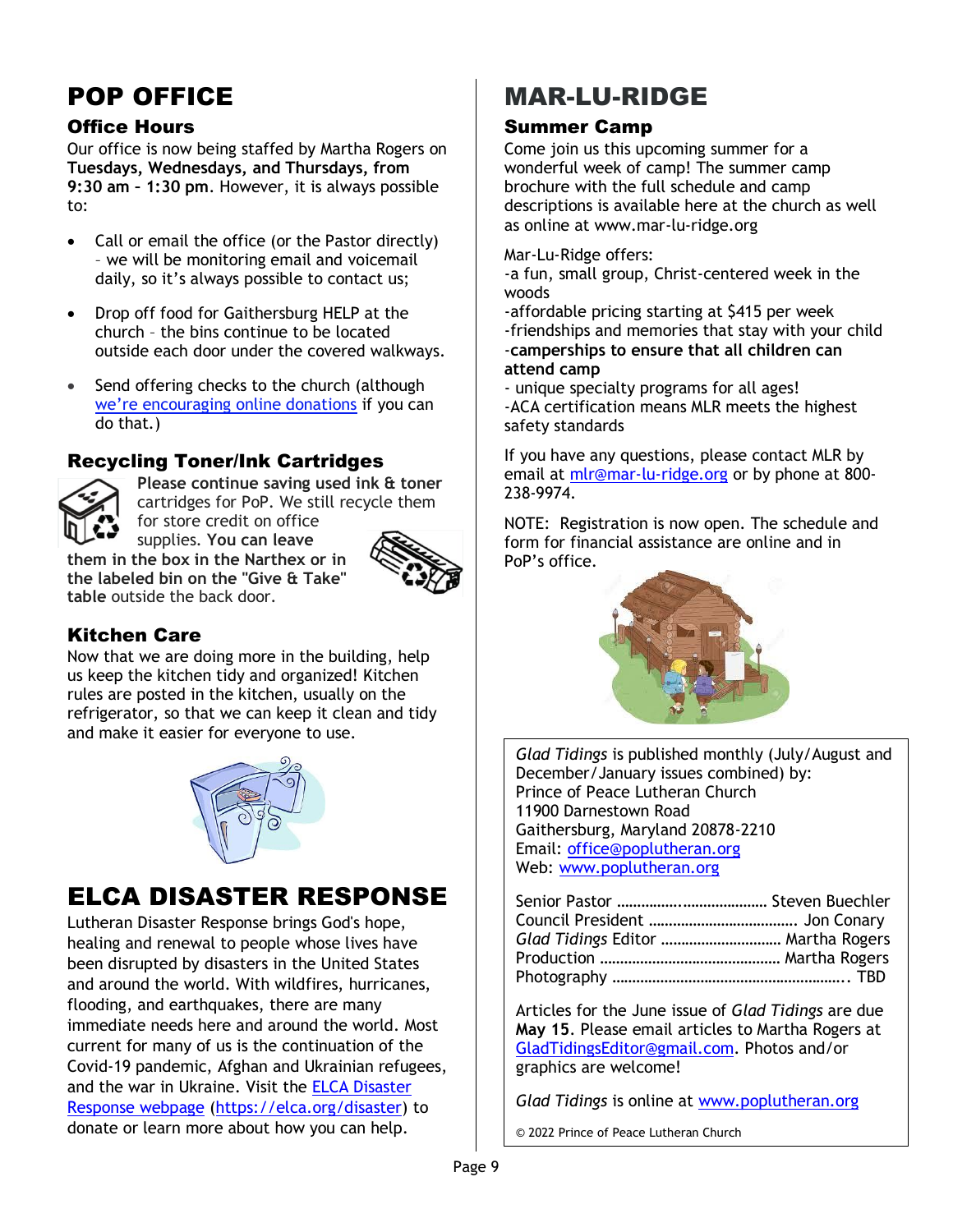# POP OFFICE

## Office Hours

Our office is now being staffed by Martha Rogers on **Tuesdays, Wednesdays, and Thursdays, from 9:30 am - 1:30 pm**. However, it is always possible to:

- Call or email the office (or the Pastor directly) – we will be monitoring email and voicemail daily, so it's always possible to contact us;
- Drop off food for Gaithersburg HELP at the church – the bins continue to be located outside each door under the covered walkways.
- Send offering checks to the church (although we're encouraging online donations if you can do that.)

## Recycling Toner/Ink Cartridges

**Please continue saving used ink & toner** cartridges for PoP. We still recycle them for store credit on office supplies. **You can leave them in the box in the Narthex or in the labeled bin on the "Give & Take" table** outside the back door.

## Kitchen Care

Now that we are doing more in the building, help us keep the kitchen tidy and organized! Kitchen rules are posted in the kitchen, usually on the refrigerator, so that we can keep it clean and tidy and make it easier for everyone to use.

# ELCA DISASTER RESPONSE

Lutheran Disaster Response brings God's hope, healing and renewal to people whose lives have been disrupted by disasters in the United States and around the world. With wildfires, hurricanes, flooding, and earthquakes, there are many immediate needs here and around the world. Most current for many of us is the continuation of the Covid-19 pandemic, Afghan and Ukrainian refugees, and the war in Ukraine. Visit the ELCA Disaster Response webpage (https://elca.org/disaster) to donate or learn more about how you can help.

# MAR-LU-RIDGE

## Summer Camp

Come join us this upcoming summer for a wonderful week of camp! The summer camp brochure with the full schedule and camp descriptions is available here at the church as well as online at www.mar-lu-ridge.org

Mar-Lu-Ridge offers:
-a fun, small group, Christ-centered week in the woods
-affordable pricing starting at $415 per week
-friendships and memories that stay with your child
-**camperships to ensure that all children can attend camp**
- unique specialty programs for all ages!
-ACA certification means MLR meets the highest safety standards

If you have any questions, please contact MLR by email at mlr@mar-lu-ridge.org or by phone at 800-238-9974.

NOTE: Registration is now open. The schedule and form for financial assistance are online and in PoP's office.

*Glad Tidings* is published monthly (July/August and December/January issues combined) by:
Prince of Peace Lutheran Church
11900 Darnestown Road
Gaithersburg, Maryland 20878-2210
Email: office@poplutheran.org
Web: www.poplutheran.org

Senior Pastor ................................... Steven Buechler
Council President ................................... Jon Conary
*Glad Tidings* Editor ............................ Martha Rogers
Production ........................................... Martha Rogers
Photography ........................................................ TBD

Articles for the June issue of *Glad Tidings* are due **May 15**. Please email articles to Martha Rogers at GladTidingsEditor@gmail.com. Photos and/or graphics are welcome!

*Glad Tidings* is online at www.poplutheran.org

© 2022 Prince of Peace Lutheran Church